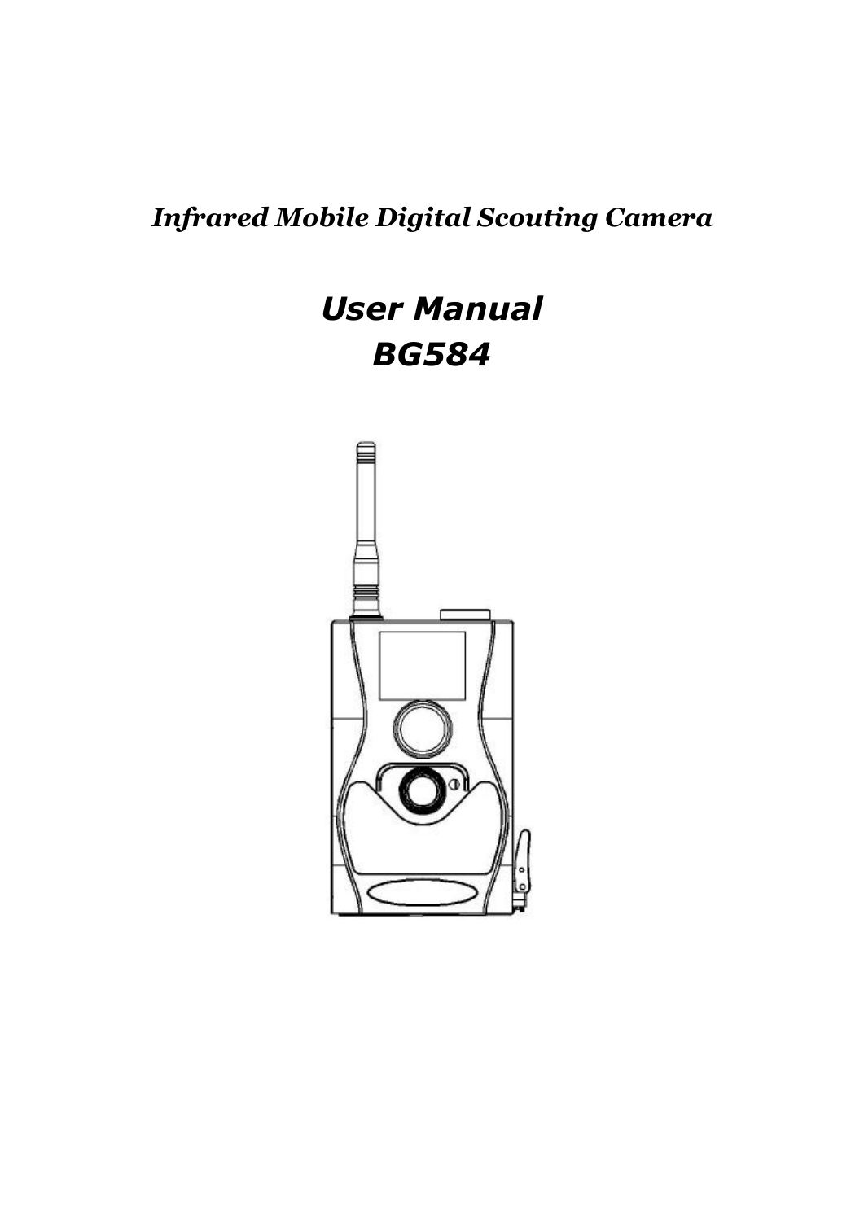*Infrared Mobile Digital Scouting Camera*

# *User Manual*
# *BG584*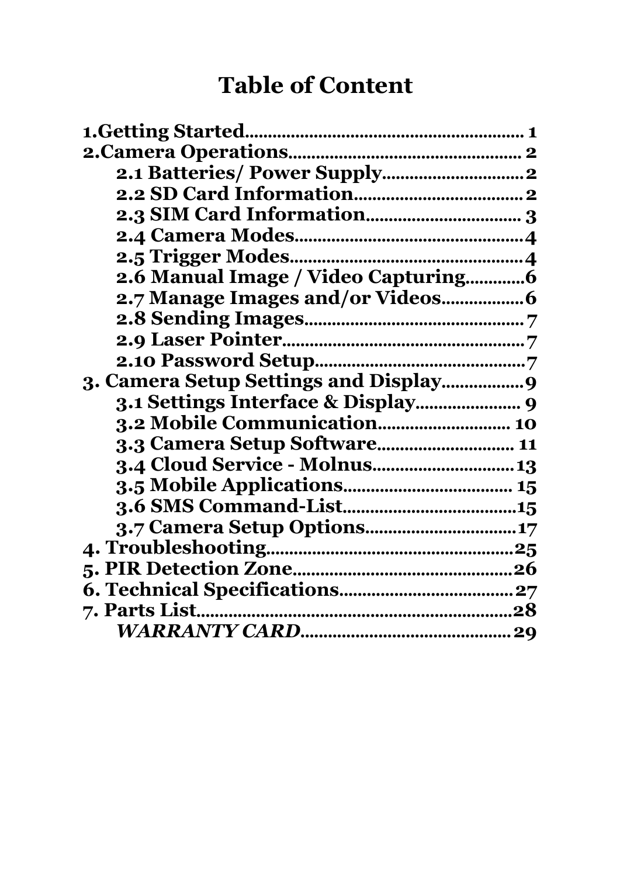# Table of Content

**1.Getting Started........................................................ 1**

**2.Camera Operations................................................ 2**

- **2.1 Batteries/ Power Supply............................2**
- **2.2 SD Card Information..................................2**
- **2.3 SIM Card Information................................ 3**
- **2.4 Camera Modes...............................................4**
- **2.5 Trigger Modes...............................................4**
- **2.6 Manual Image / Video Capturing............6**
- **2.7 Manage Images and/or Videos.................6**
- **2.8 Sending Images.............................................7**
- **2.9 Laser Pointer..................................................7**
- **2.10 Password Setup...........................................7**

**3. Camera Setup Settings and Display.................9**

- **3.1 Settings Interface & Display..................... 9**
- **3.2 Mobile Communication........................... 10**
- **3.3 Camera Setup Software............................ 11**
- **3.4 Cloud Service - Molnus.............................13**
- **3.5 Mobile Applications.................................. 15**
- **3.6 SMS Command-List....................................15**
- **3.7 Camera Setup Options...............................17**

**4. Troubleshooting....................................................25**

**5. PIR Detection Zone..............................................26**

**6. Technical Specifications......................................27**

**7. Parts List..................................................................28**

- ***WARRANTY CARD***............................................ **29**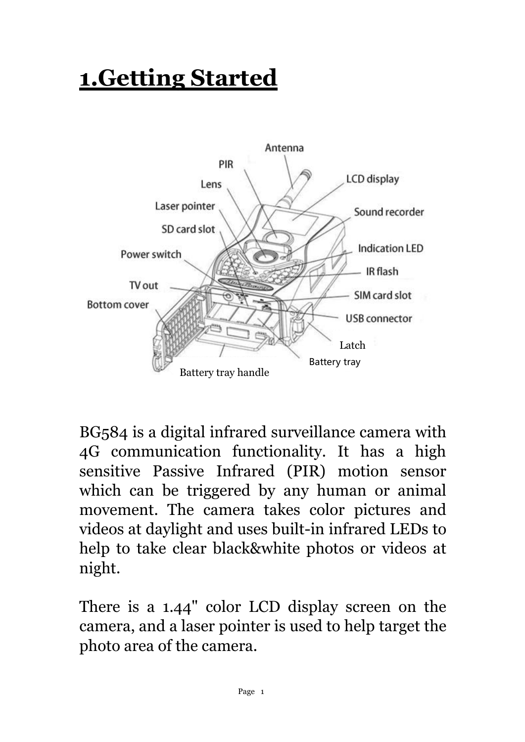# 1.Getting Started

BG584 is a digital infrared surveillance camera with 4G communication functionality. It has a high sensitive Passive Infrared (PIR) motion sensor which can be triggered by any human or animal movement. The camera takes color pictures and videos at daylight and uses built-in infrared LEDs to help to take clear black&white photos or videos at night.

There is a 1.44" color LCD display screen on the camera, and a laser pointer is used to help target the photo area of the camera.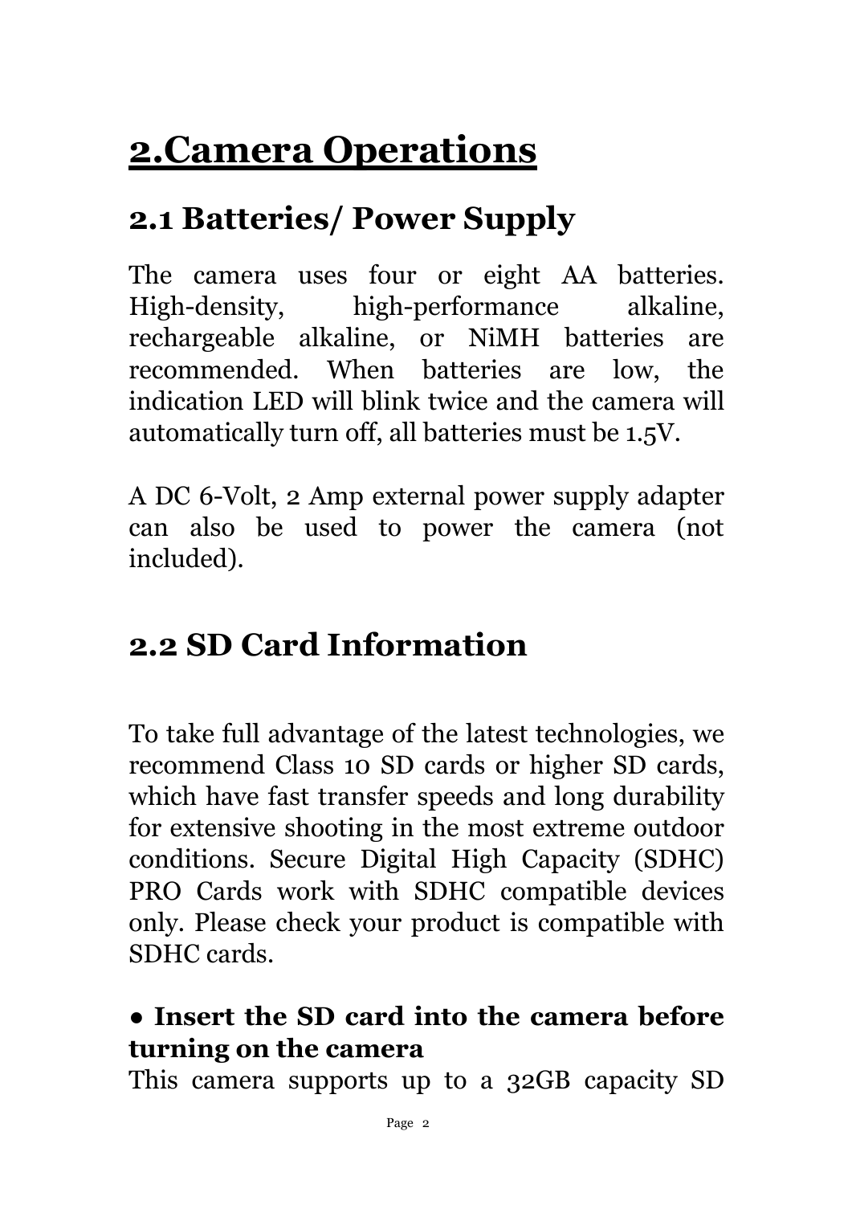# 2.Camera Operations

## 2.1 Batteries/ Power Supply

The camera uses four or eight AA batteries. High-density, high-performance alkaline, rechargeable alkaline, or NiMH batteries are recommended. When batteries are low, the indication LED will blink twice and the camera will automatically turn off, all batteries must be 1.5V.

A DC 6-Volt, 2 Amp external power supply adapter can also be used to power the camera (not included).

## 2.2 SD Card Information

To take full advantage of the latest technologies, we recommend Class 10 SD cards or higher SD cards, which have fast transfer speeds and long durability for extensive shooting in the most extreme outdoor conditions. Secure Digital High Capacity (SDHC) PRO Cards work with SDHC compatible devices only. Please check your product is compatible with SDHC cards.

**● Insert the SD card into the camera before turning on the camera**

This camera supports up to a 32GB capacity SD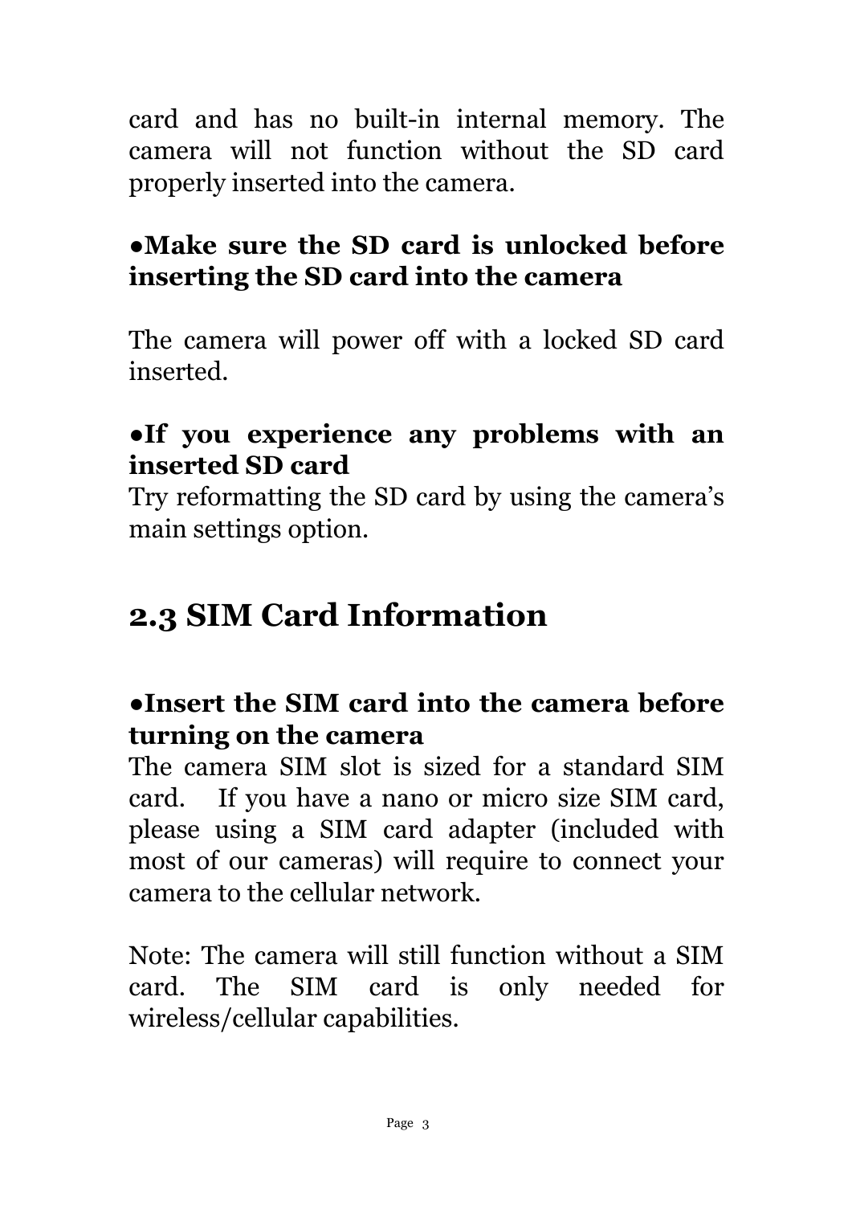card and has no built-in internal memory. The camera will not function without the SD card properly inserted into the camera.

**●Make sure the SD card is unlocked before inserting the SD card into the camera**

The camera will power off with a locked SD card inserted.

**●If you experience any problems with an inserted SD card**

Try reformatting the SD card by using the camera's main settings option.

## 2.3 SIM Card Information

**●Insert the SIM card into the camera before turning on the camera**

The camera SIM slot is sized for a standard SIM card. If you have a nano or micro size SIM card, please using a SIM card adapter (included with most of our cameras) will require to connect your camera to the cellular network.

Note: The camera will still function without a SIM card. The SIM card is only needed for wireless/cellular capabilities.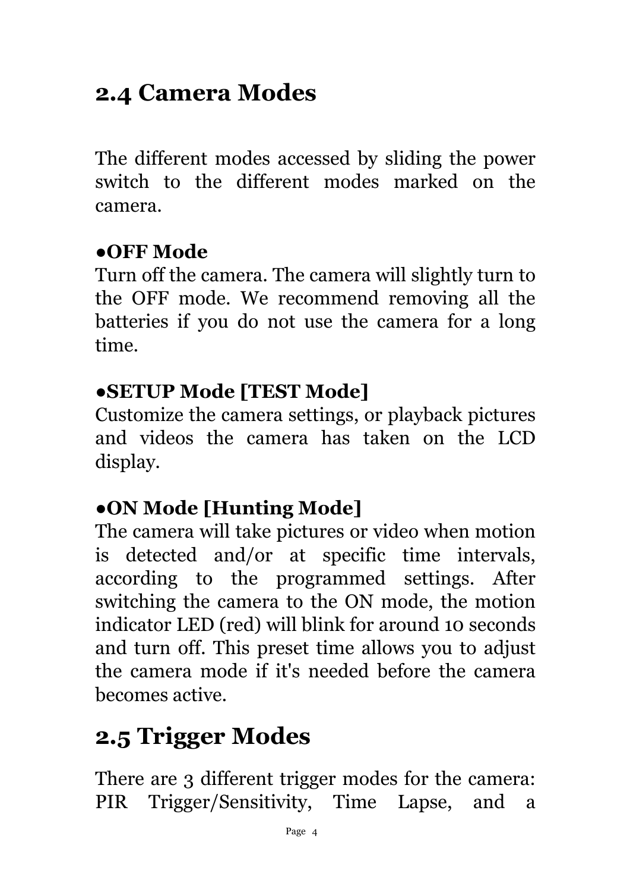## 2.4 Camera Modes

The different modes accessed by sliding the power switch to the different modes marked on the camera.

**●OFF Mode**

Turn off the camera. The camera will slightly turn to the OFF mode. We recommend removing all the batteries if you do not use the camera for a long time.

**●SETUP Mode [TEST Mode]**

Customize the camera settings, or playback pictures and videos the camera has taken on the LCD display.

**●ON Mode [Hunting Mode]**

The camera will take pictures or video when motion is detected and/or at specific time intervals, according to the programmed settings. After switching the camera to the ON mode, the motion indicator LED (red) will blink for around 10 seconds and turn off. This preset time allows you to adjust the camera mode if it's needed before the camera becomes active.

## 2.5 Trigger Modes

There are 3 different trigger modes for the camera: PIR Trigger/Sensitivity, Time Lapse, and a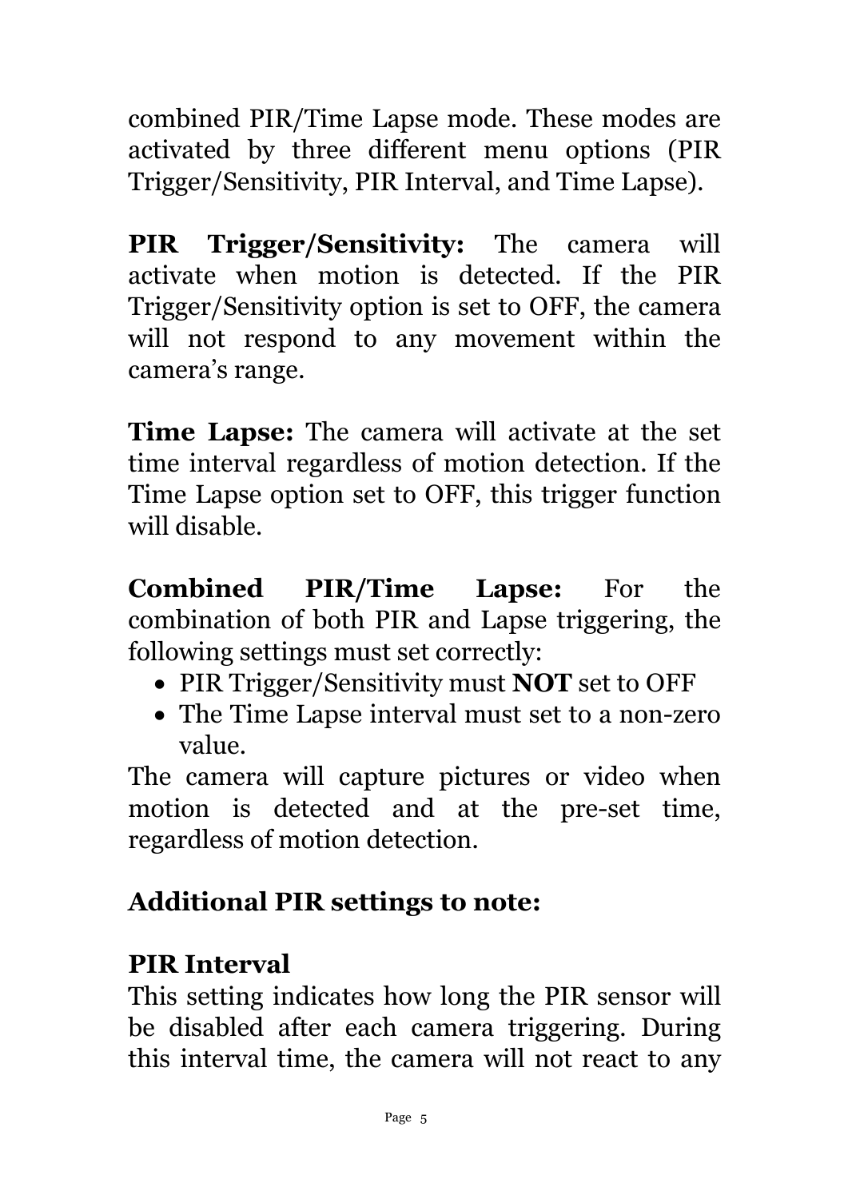combined PIR/Time Lapse mode. These modes are activated by three different menu options (PIR Trigger/Sensitivity, PIR Interval, and Time Lapse).

**PIR Trigger/Sensitivity:** The camera will activate when motion is detected. If the PIR Trigger/Sensitivity option is set to OFF, the camera will not respond to any movement within the camera's range.

**Time Lapse:** The camera will activate at the set time interval regardless of motion detection. If the Time Lapse option set to OFF, this trigger function will disable.

**Combined PIR/Time Lapse:** For the combination of both PIR and Lapse triggering, the following settings must set correctly:

- PIR Trigger/Sensitivity must **NOT** set to OFF
- The Time Lapse interval must set to a non-zero value.

The camera will capture pictures or video when motion is detected and at the pre-set time, regardless of motion detection.

**Additional PIR settings to note:**

**PIR Interval**

This setting indicates how long the PIR sensor will be disabled after each camera triggering. During this interval time, the camera will not react to any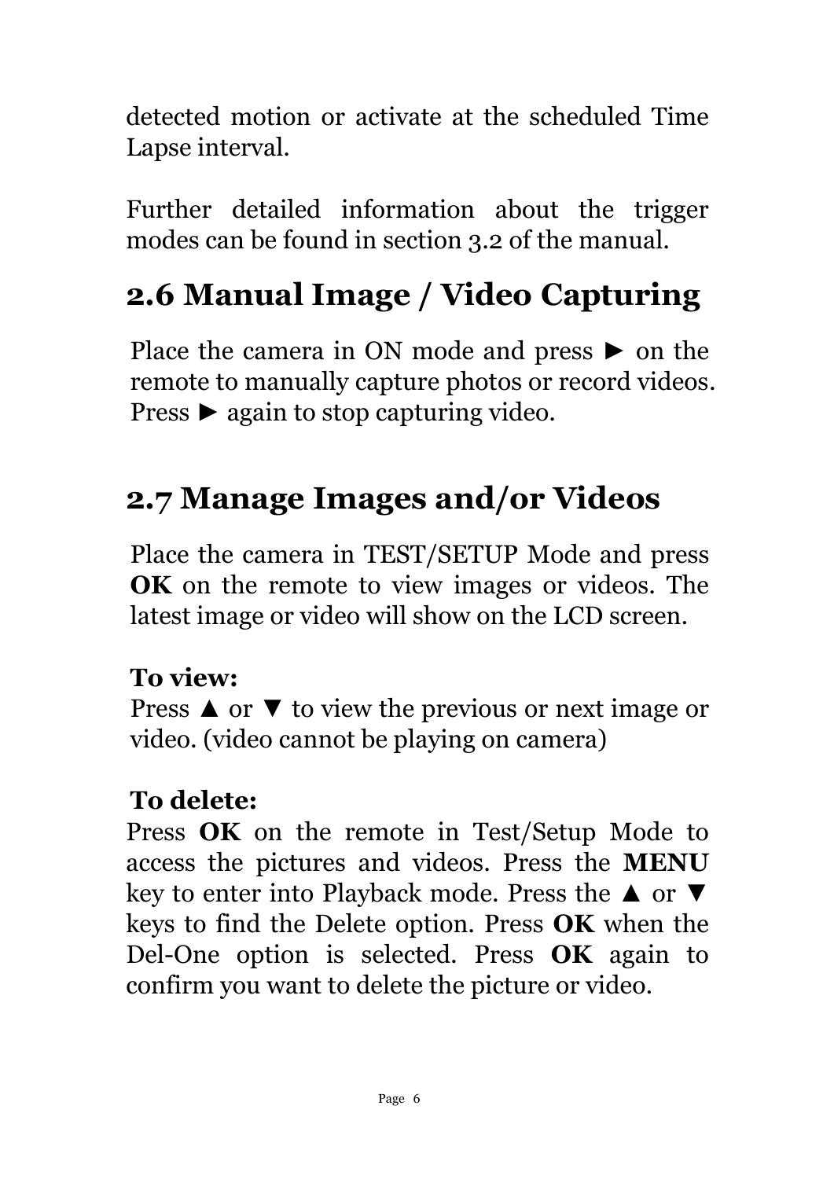detected motion or activate at the scheduled Time Lapse interval.

Further detailed information about the trigger modes can be found in section 3.2 of the manual.

## 2.6 Manual Image / Video Capturing

Place the camera in ON mode and press ► on the remote to manually capture photos or record videos. Press ► again to stop capturing video.

## 2.7 Manage Images and/or Videos

Place the camera in TEST/SETUP Mode and press **OK** on the remote to view images or videos. The latest image or video will show on the LCD screen.

**To view:**
Press ▲ or ▼ to view the previous or next image or video. (video cannot be playing on camera)

**To delete:**
Press **OK** on the remote in Test/Setup Mode to access the pictures and videos. Press the **MENU** key to enter into Playback mode. Press the ▲ or ▼ keys to find the Delete option. Press **OK** when the Del-One option is selected. Press **OK** again to confirm you want to delete the picture or video.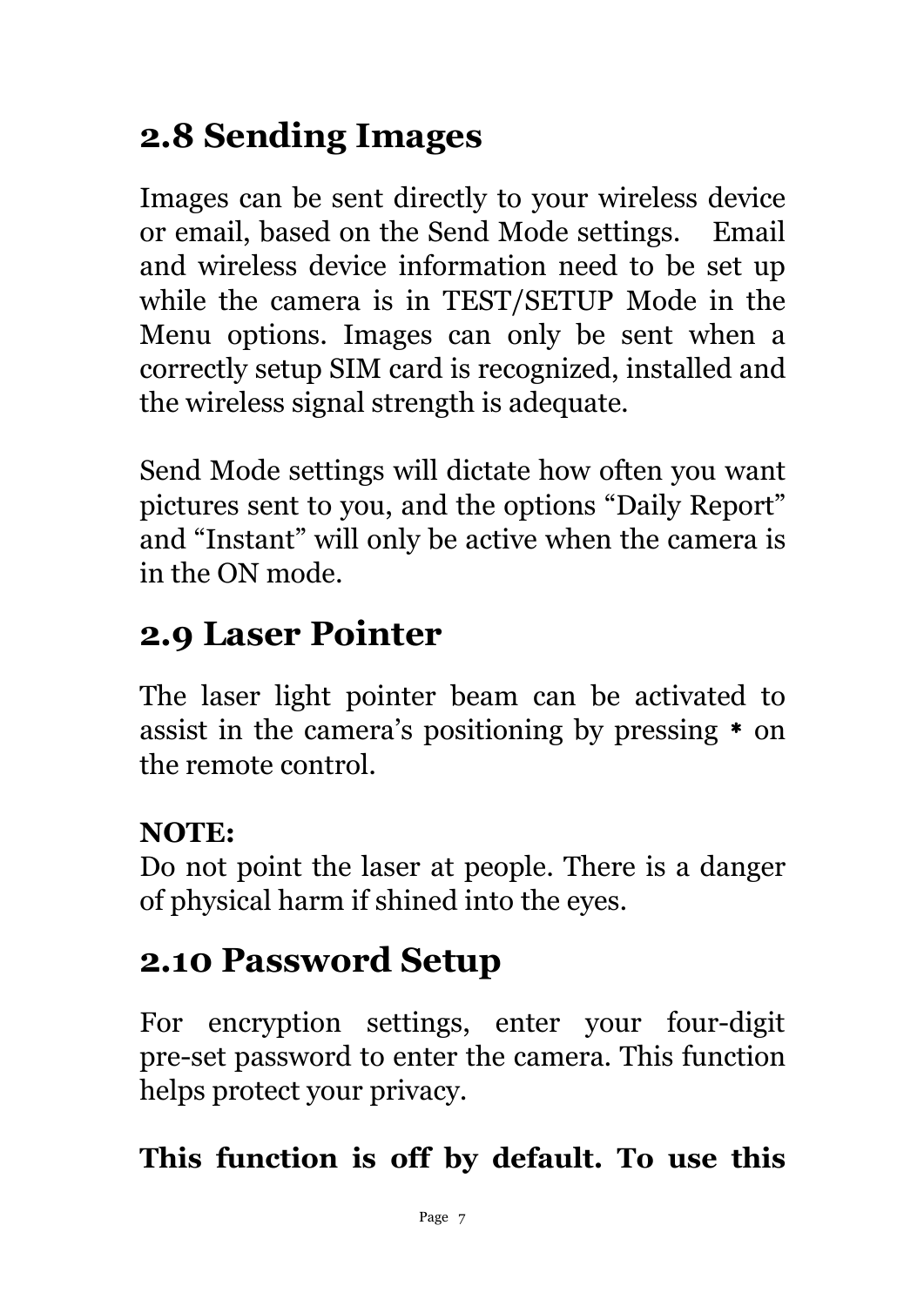## 2.8 Sending Images

Images can be sent directly to your wireless device or email, based on the Send Mode settings. Email and wireless device information need to be set up while the camera is in TEST/SETUP Mode in the Menu options. Images can only be sent when a correctly setup SIM card is recognized, installed and the wireless signal strength is adequate.

Send Mode settings will dictate how often you want pictures sent to you, and the options “Daily Report” and “Instant” will only be active when the camera is in the ON mode.

## 2.9 Laser Pointer

The laser light pointer beam can be activated to assist in the camera’s positioning by pressing **\*** on the remote control.

**NOTE:**
Do not point the laser at people. There is a danger of physical harm if shined into the eyes.

## 2.10 Password Setup

For encryption settings, enter your four-digit pre-set password to enter the camera. This function helps protect your privacy.

**This function is off by default. To use this**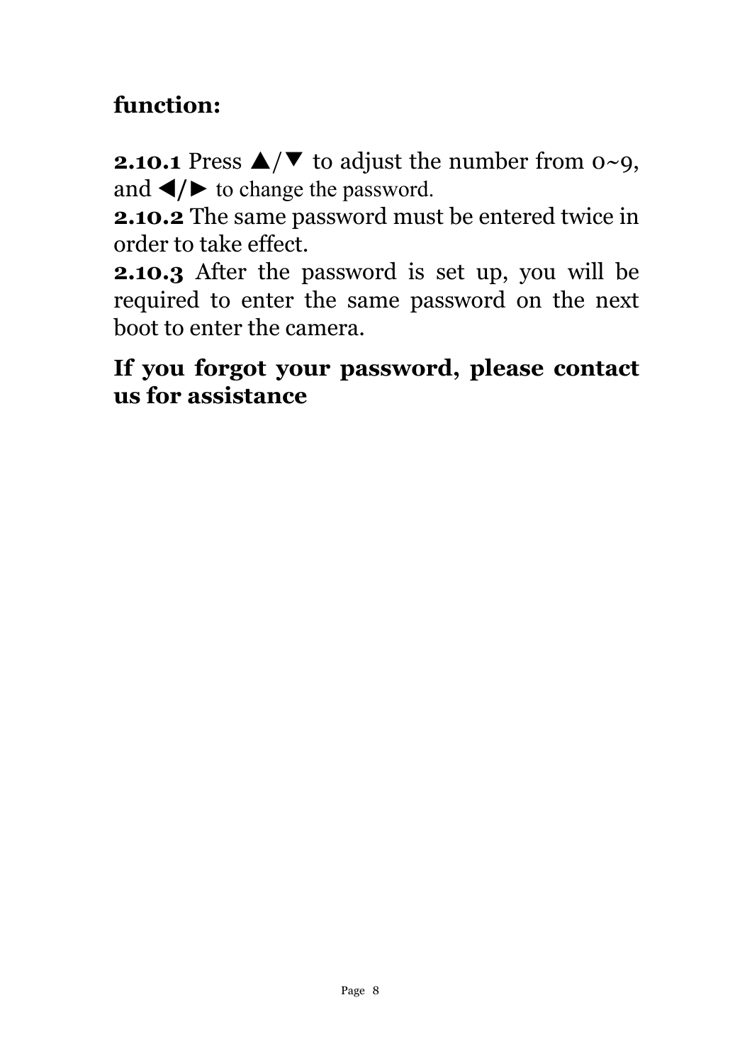**function:**

**2.10.1** Press ▲/▼ to adjust the number from 0~9, and ◀/► to change the password.
**2.10.2** The same password must be entered twice in order to take effect.
**2.10.3** After the password is set up, you will be required to enter the same password on the next boot to enter the camera.

**If you forgot your password, please contact us for assistance**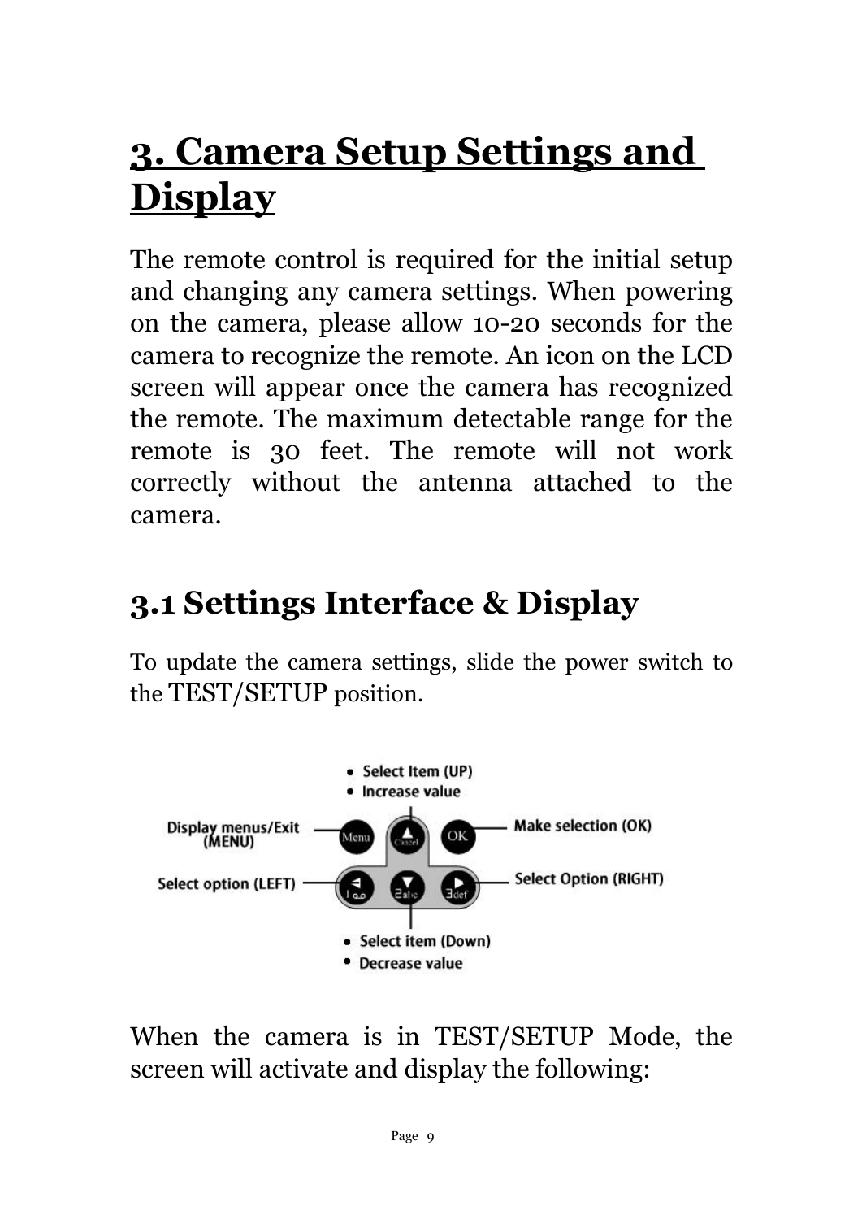# 3. Camera Setup Settings and Display

The remote control is required for the initial setup and changing any camera settings. When powering on the camera, please allow 10-20 seconds for the camera to recognize the remote. An icon on the LCD screen will appear once the camera has recognized the remote. The maximum detectable range for the remote is 30 feet. The remote will not work correctly without the antenna attached to the camera.

## 3.1 Settings Interface & Display

To update the camera settings, slide the power switch to the TEST/SETUP position.

- Select Item (UP)
- Increase value

Display menus/Exit (MENU)

Make selection (OK)

Select option (LEFT)

Select Option (RIGHT)

- Select item (Down)
- Decrease value

When the camera is in TEST/SETUP Mode, the screen will activate and display the following: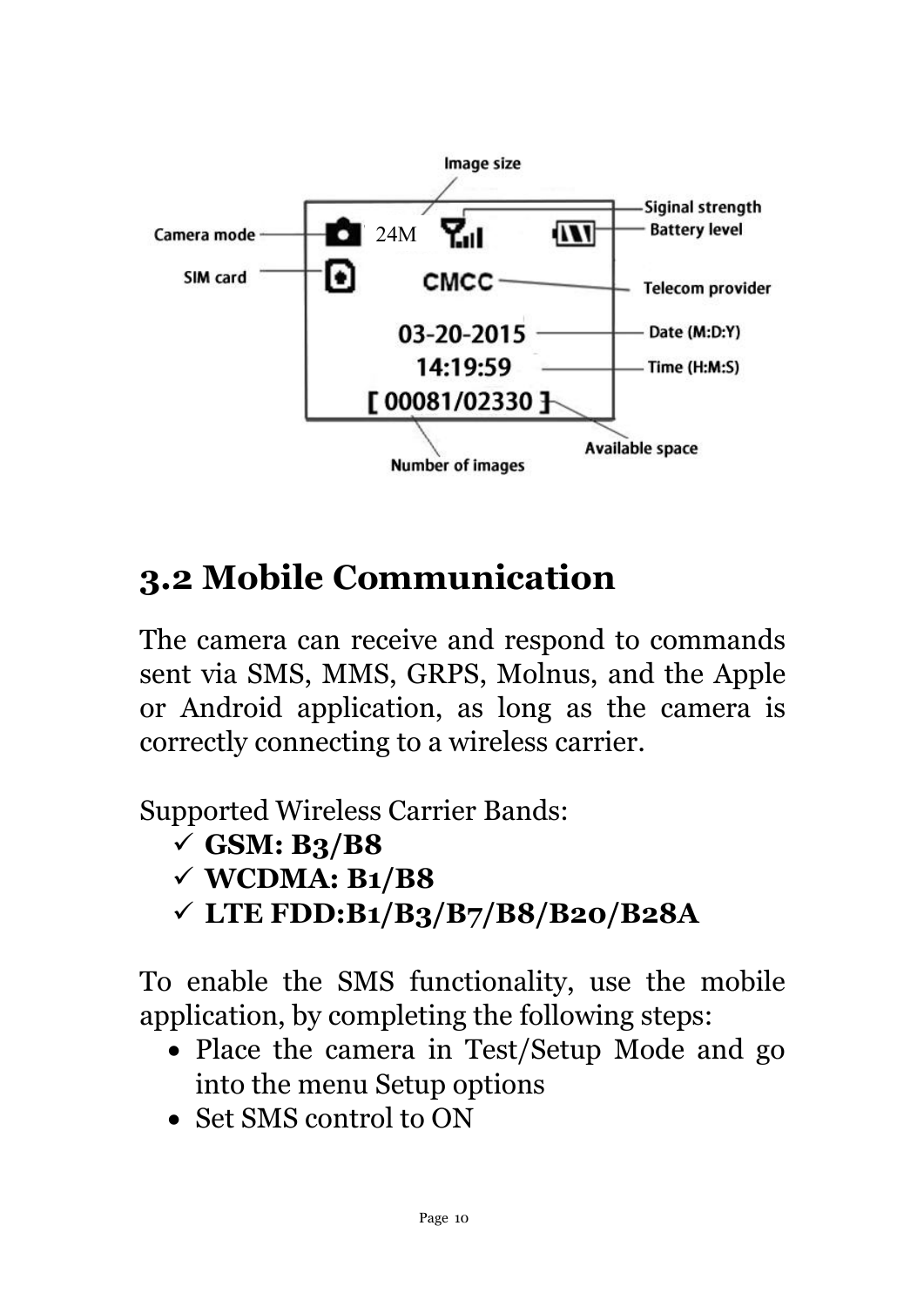## 3.2 Mobile Communication

The camera can receive and respond to commands sent via SMS, MMS, GRPS, Molnus, and the Apple or Android application, as long as the camera is correctly connecting to a wireless carrier.

Supported Wireless Carrier Bands:

- ✓ **GSM: B3/B8**
- ✓ **WCDMA: B1/B8**
- ✓ **LTE FDD:B1/B3/B7/B8/B20/B28A**

To enable the SMS functionality, use the mobile application, by completing the following steps:

- Place the camera in Test/Setup Mode and go into the menu Setup options
- Set SMS control to ON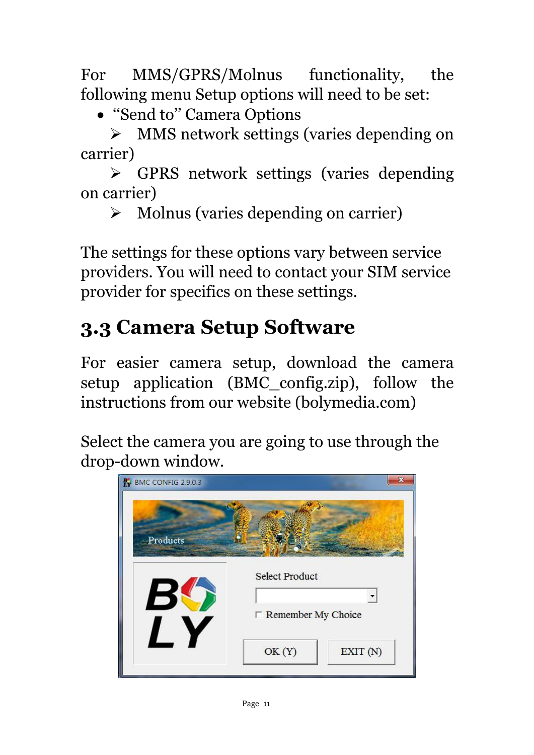For MMS/GPRS/Molnus functionality, the following menu Setup options will need to be set:

- "Send to" Camera Options
  - MMS network settings (varies depending on carrier)
  - GPRS network settings (varies depending on carrier)
  - Molnus (varies depending on carrier)

The settings for these options vary between service providers. You will need to contact your SIM service provider for specifics on these settings.

## 3.3 Camera Setup Software

For easier camera setup, download the camera setup application (BMC_config.zip), follow the instructions from our website (bolymedia.com)

Select the camera you are going to use through the drop-down window.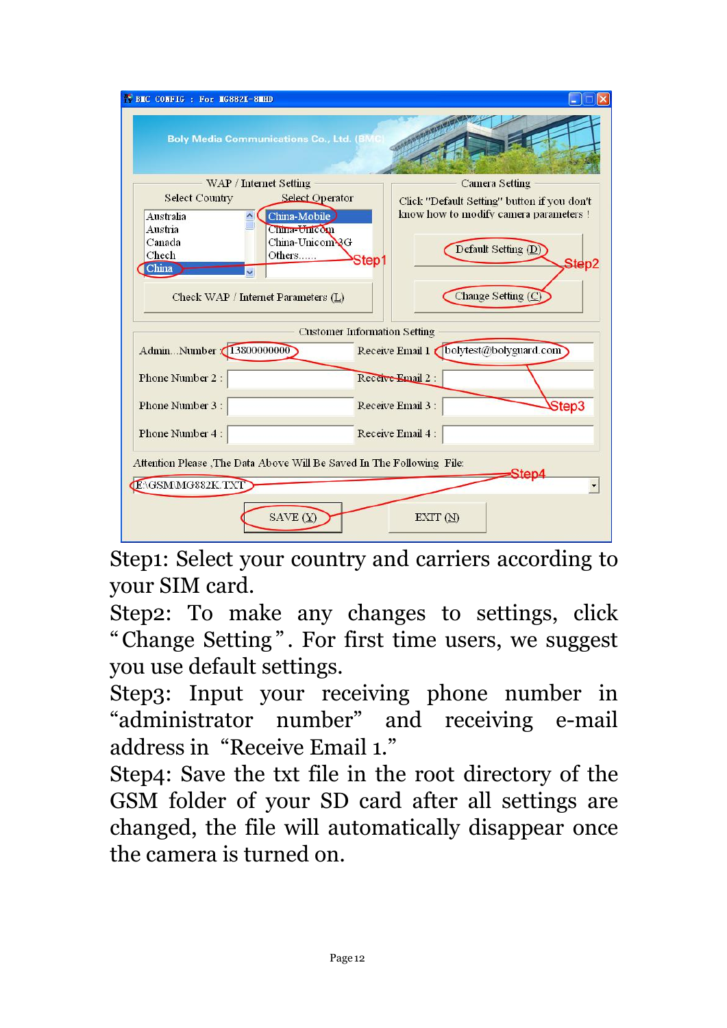Step1: Select your country and carriers according to your SIM card.

Step2: To make any changes to settings, click "Change Setting". For first time users, we suggest you use default settings.

Step3: Input your receiving phone number in "administrator number" and receiving e-mail address in "Receive Email 1."

Step4: Save the txt file in the root directory of the GSM folder of your SD card after all settings are changed, the file will automatically disappear once the camera is turned on.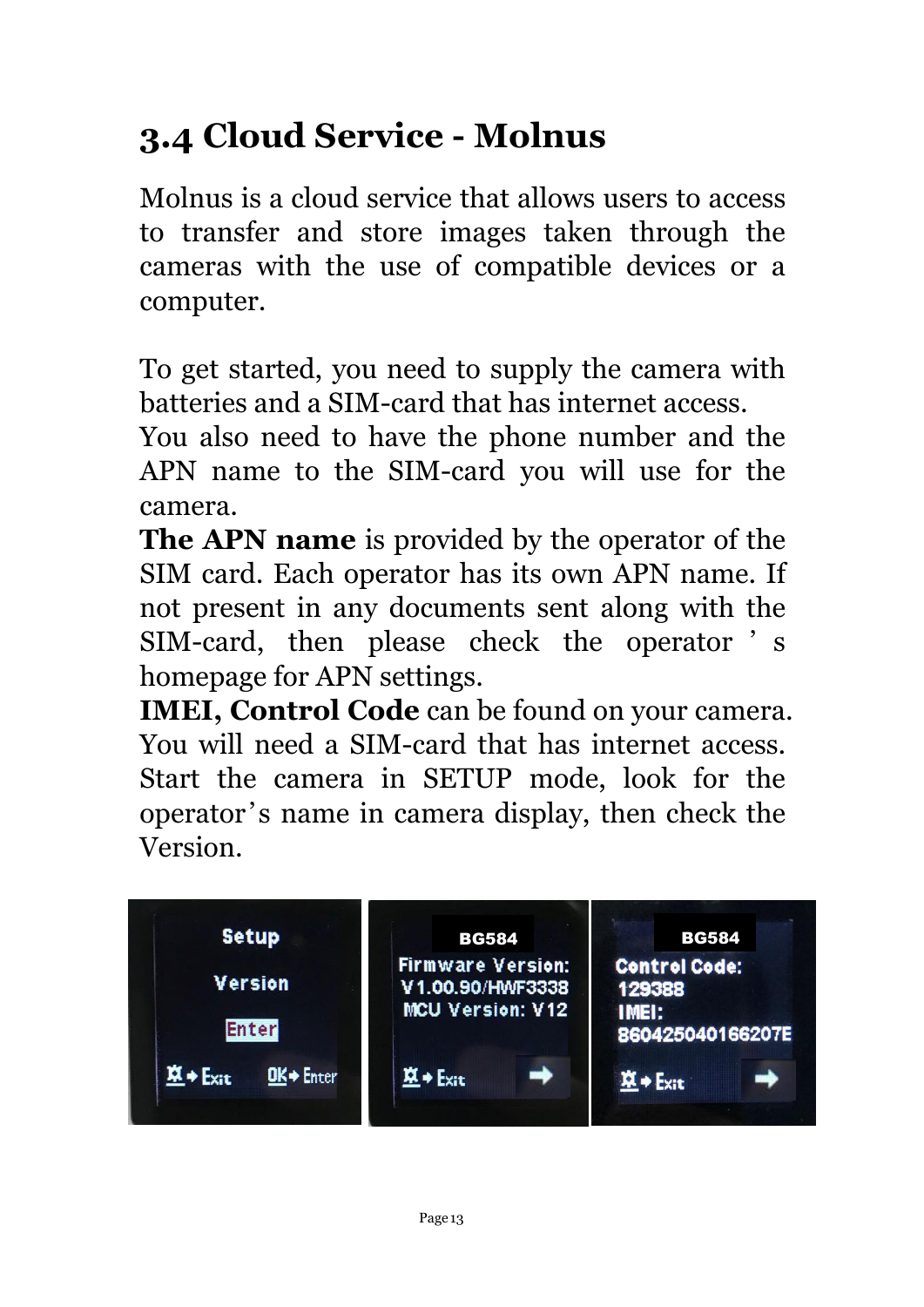## 3.4 Cloud Service - Molnus

Molnus is a cloud service that allows users to access to transfer and store images taken through the cameras with the use of compatible devices or a computer.

To get started, you need to supply the camera with batteries and a SIM-card that has internet access.
You also need to have the phone number and the APN name to the SIM-card you will use for the camera.
**The APN name** is provided by the operator of the SIM card. Each operator has its own APN name. If not present in any documents sent along with the SIM-card, then please check the operator's homepage for APN settings.
**IMEI, Control Code** can be found on your camera. You will need a SIM-card that has internet access. Start the camera in SETUP mode, look for the operator's name in camera display, then check the Version.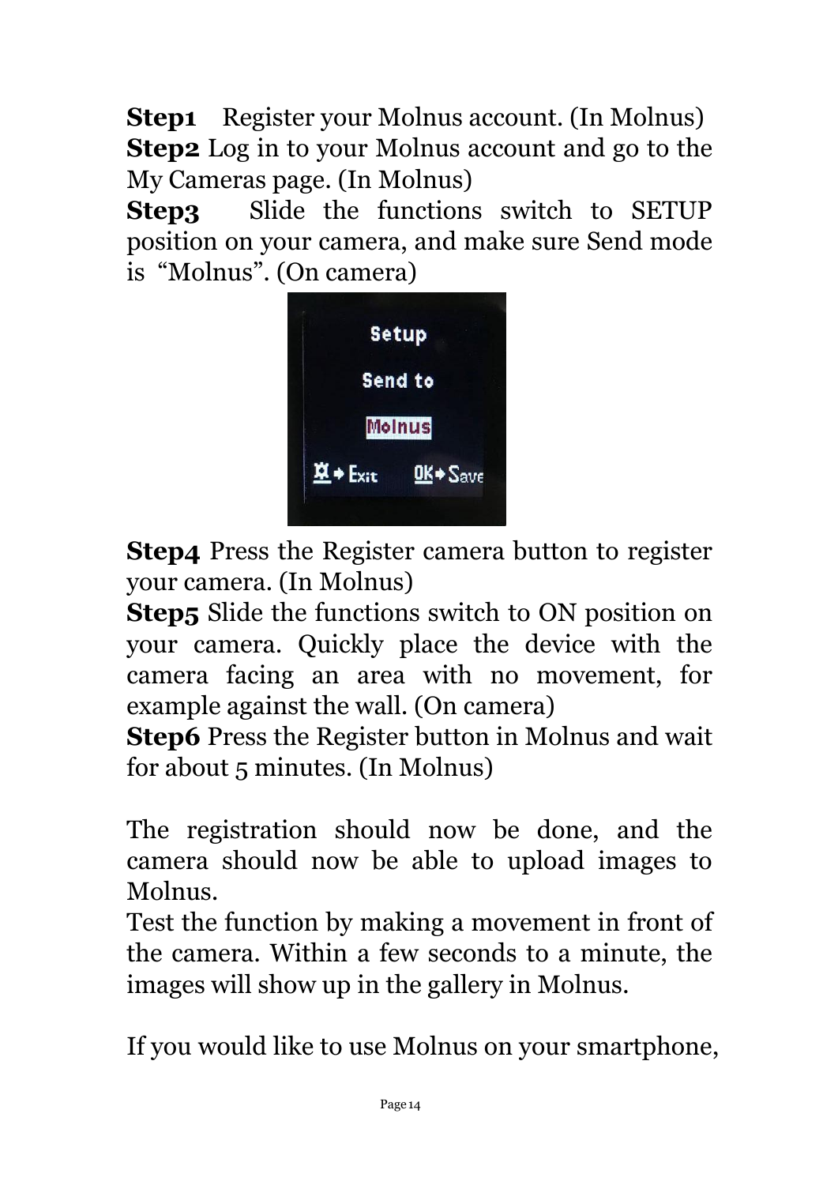**Step1** Register your Molnus account. (In Molnus)
**Step2** Log in to your Molnus account and go to the My Cameras page. (In Molnus)
**Step3** Slide the functions switch to SETUP position on your camera, and make sure Send mode is "Molnus". (On camera)

**Step4** Press the Register camera button to register your camera. (In Molnus)
**Step5** Slide the functions switch to ON position on your camera. Quickly place the device with the camera facing an area with no movement, for example against the wall. (On camera)
**Step6** Press the Register button in Molnus and wait for about 5 minutes. (In Molnus)

The registration should now be done, and the camera should now be able to upload images to Molnus.
Test the function by making a movement in front of the camera. Within a few seconds to a minute, the images will show up in the gallery in Molnus.

If you would like to use Molnus on your smartphone,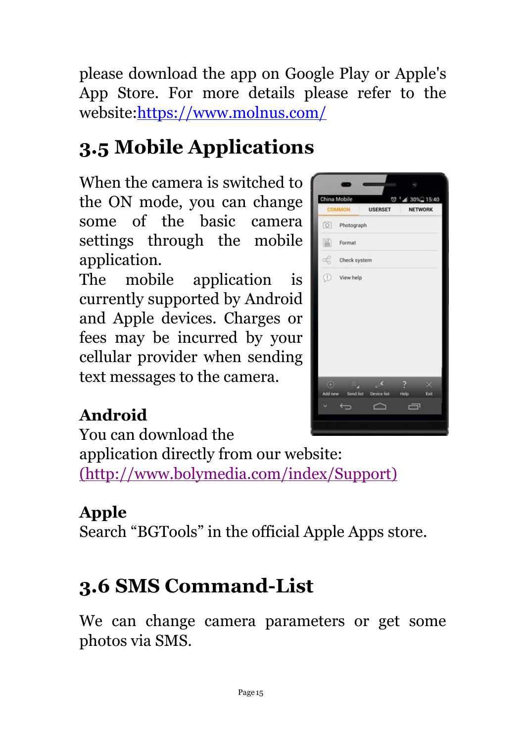please download the app on Google Play or Apple's App Store. For more details please refer to the website:[https://www.molnus.com/](https://www.molnus.com/)

## 3.5 Mobile Applications

When the camera is switched to the ON mode, you can change some of the basic camera settings through the mobile application.

The mobile application is currently supported by Android and Apple devices. Charges or fees may be incurred by your cellular provider when sending text messages to the camera.

**Android**

You can download the application directly from our website: [(http://www.bolymedia.com/index/Support)](http://www.bolymedia.com/index/Support)

**Apple**

Search "BGTools" in the official Apple Apps store.

## 3.6 SMS Command-List

We can change camera parameters or get some photos via SMS.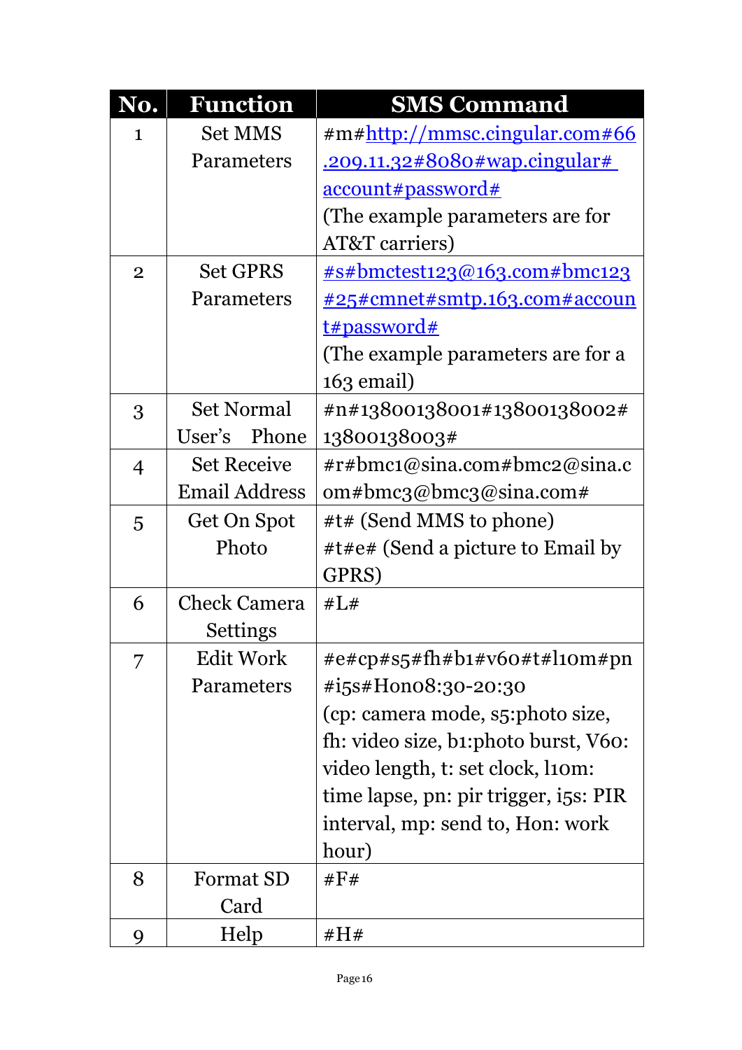| No. | Function | SMS Command |
|---|---|---|
| 1 | Set MMS Parameters | #m#http://mmsc.cingular.com#66.209.11.32#8080#wap.cingular#account#password# (The example parameters are for AT&T carriers) |
| 2 | Set GPRS Parameters | #s#bmctest123@163.com#bmc123#25#cmnet#smtp.163.com#account#password# (The example parameters are for a 163 email) |
| 3 | Set Normal User's Phone | #n#13800138001#13800138002#13800138003# |
| 4 | Set Receive Email Address | #r#bmc1@sina.com#bmc2@sina.com#bmc3@bmc3@sina.com# |
| 5 | Get On Spot Photo | #t# (Send MMS to phone) #t#e# (Send a picture to Email by GPRS) |
| 6 | Check Camera Settings | #L# |
| 7 | Edit Work Parameters | #e#cp#s5#fh#b1#v60#t#l10m#pn#i5s#Hon08:30-20:30 (cp: camera mode, s5:photo size, fh: video size, b1:photo burst, V60: video length, t: set clock, l10m: time lapse, pn: pir trigger, i5s: PIR interval, mp: send to, Hon: work hour) |
| 8 | Format SD Card | #F# |
| 9 | Help | #H# |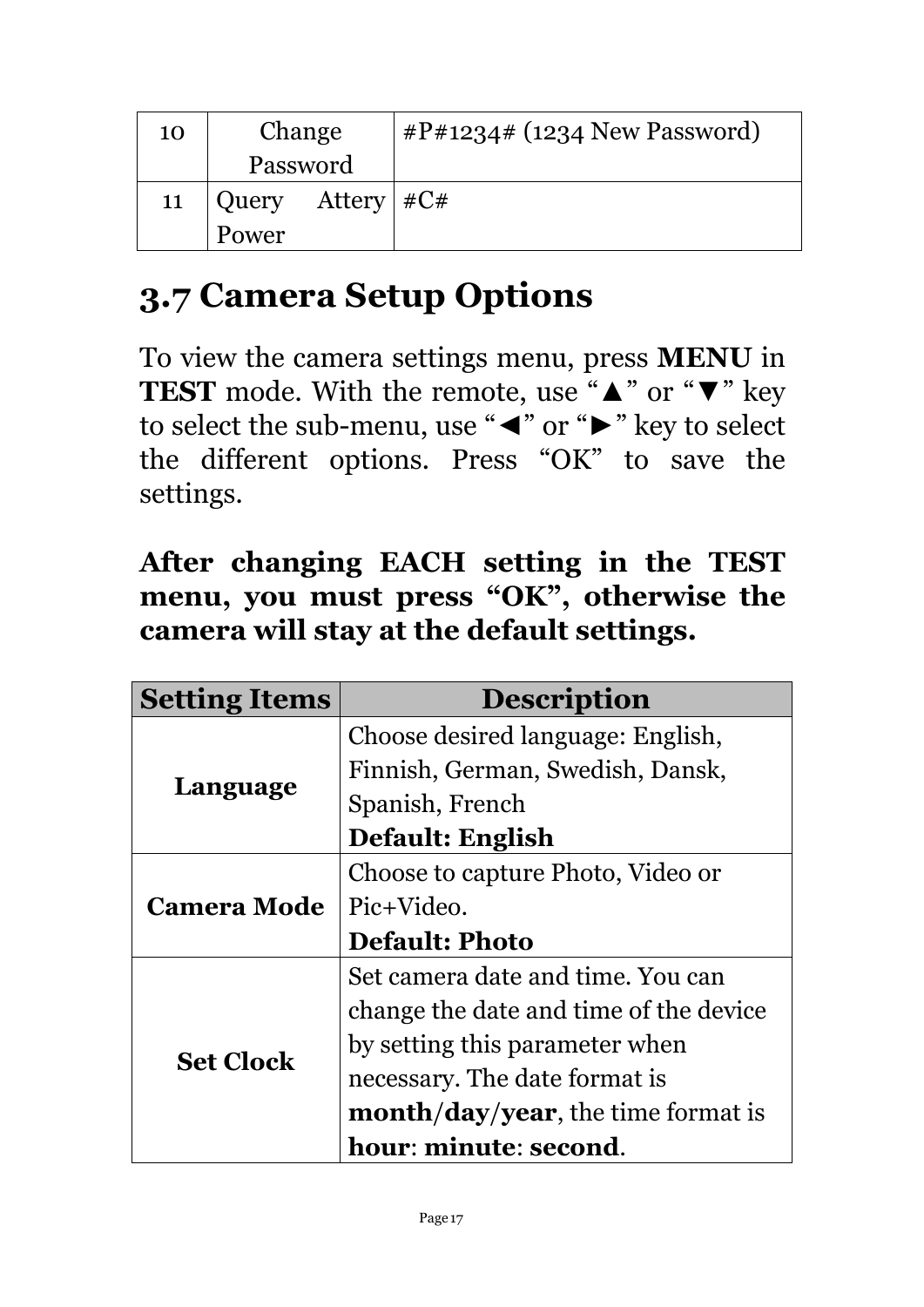| 10 | Change Password | #P#1234# (1234 New Password) |
|---|---|---|
| 11 | Query Attery Power | #C# |

## 3.7 Camera Setup Options

To view the camera settings menu, press **MENU** in **TEST** mode. With the remote, use "▲" or "▼" key to select the sub-menu, use "◄" or "►" key to select the different options. Press "OK" to save the settings.

**After changing EACH setting in the TEST menu, you must press "OK", otherwise the camera will stay at the default settings.**

| Setting Items | Description |
|---|---|
| **Language** | Choose desired language: English, Finnish, German, Swedish, Dansk, Spanish, French<br>**Default: English** |
| **Camera Mode** | Choose to capture Photo, Video or Pic+Video.<br>**Default: Photo** |
| **Set Clock** | Set camera date and time. You can change the date and time of the device by setting this parameter when necessary. The date format is **month/day/year**, the time format is **hour**: **minute**: **second**. |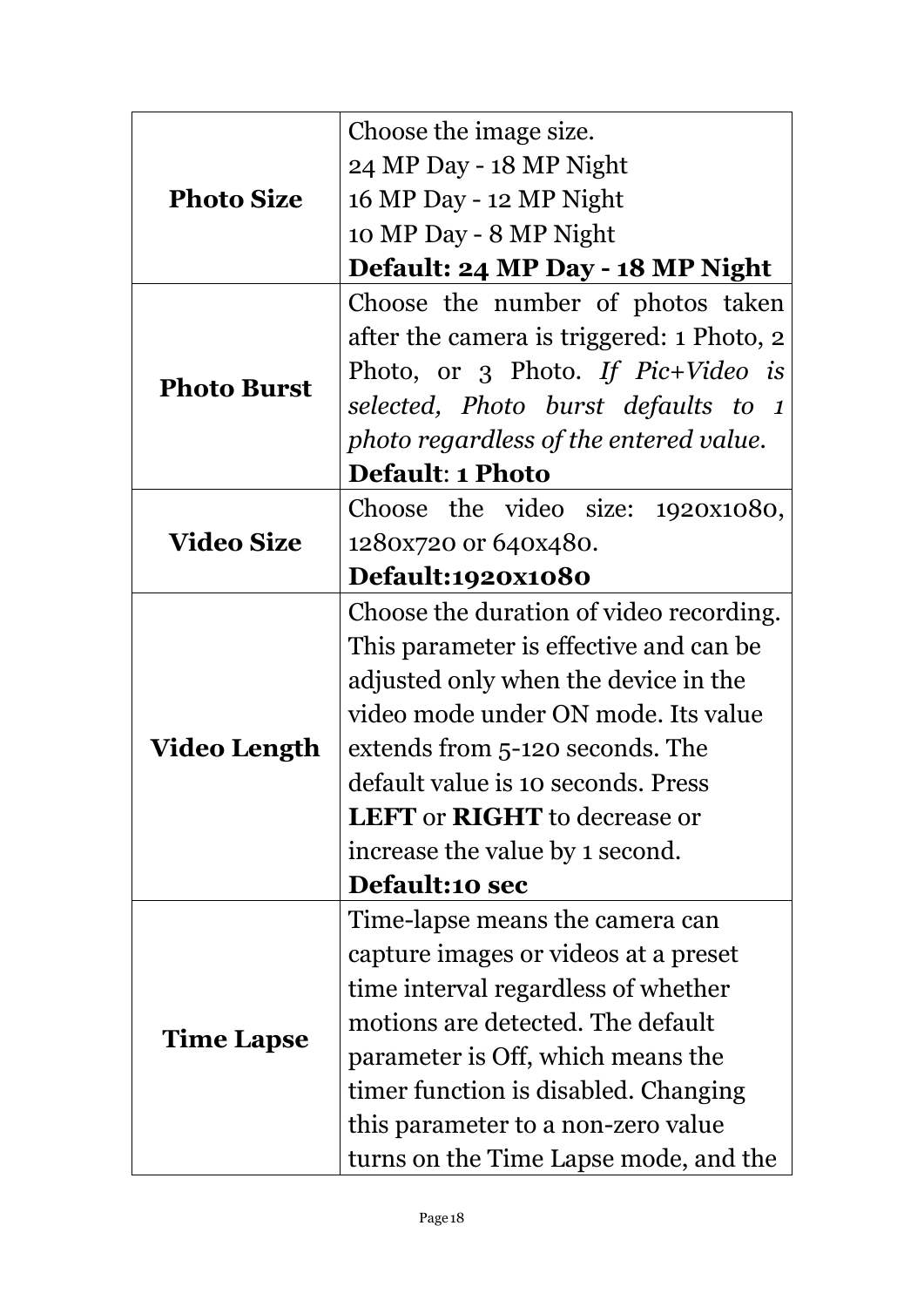| | |
|---|---|
| **Photo Size** | Choose the image size.<br>24 MP Day - 18 MP Night<br>16 MP Day - 12 MP Night<br>10 MP Day - 8 MP Night<br>**Default: 24 MP Day - 18 MP Night** |
| **Photo Burst** | Choose the number of photos taken after the camera is triggered: 1 Photo, 2 Photo, or 3 Photo. *If Pic+Video is selected, Photo burst defaults to 1 photo regardless of the entered value.*<br>**Default**: **1 Photo** |
| **Video Size** | Choose the video size: 1920x1080, 1280x720 or 640x480.<br>**Default:1920x1080** |
| **Video Length** | Choose the duration of video recording. This parameter is effective and can be adjusted only when the device in the video mode under ON mode. Its value extends from 5-120 seconds. The default value is 10 seconds. Press **LEFT** or **RIGHT** to decrease or increase the value by 1 second.<br>**Default:10 sec** |
| **Time Lapse** | Time-lapse means the camera can capture images or videos at a preset time interval regardless of whether motions are detected. The default parameter is Off, which means the timer function is disabled. Changing this parameter to a non-zero value turns on the Time Lapse mode, and the |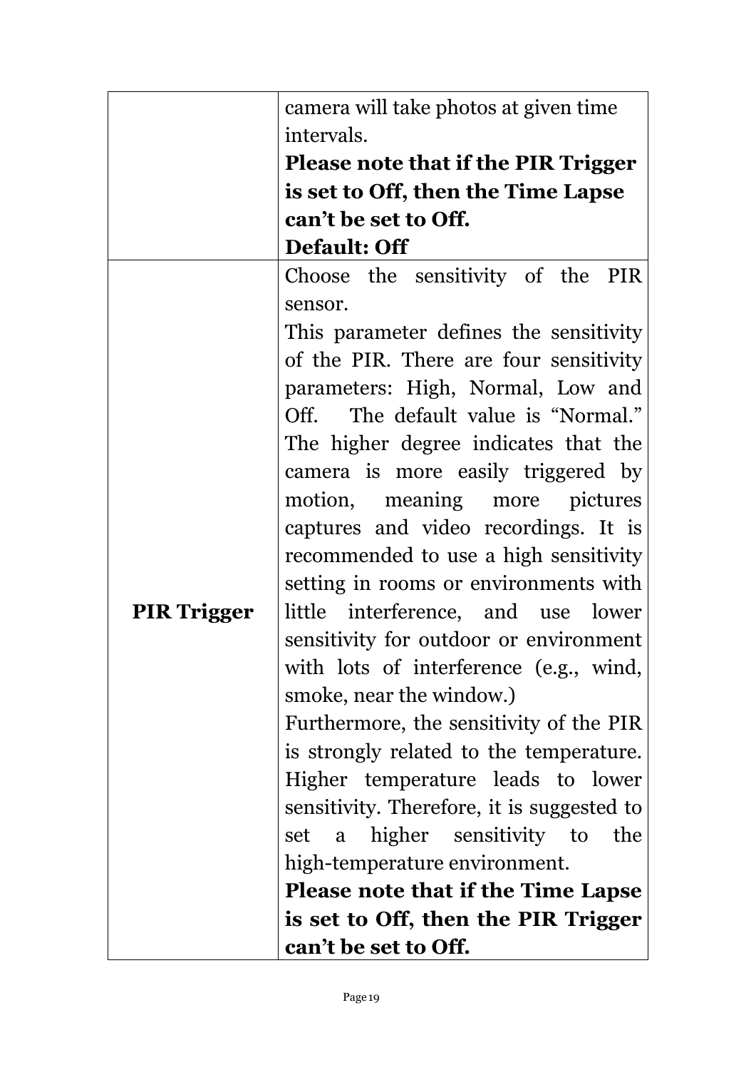| | |
|---|---|
| | camera will take photos at given time intervals.<br>**Please note that if the PIR Trigger is set to Off, then the Time Lapse can't be set to Off.**<br>**Default: Off** |
| **PIR Trigger** | Choose the sensitivity of the PIR sensor.<br>This parameter defines the sensitivity of the PIR. There are four sensitivity parameters: High, Normal, Low and Off. The default value is "Normal." The higher degree indicates that the camera is more easily triggered by motion, meaning more pictures captures and video recordings. It is recommended to use a high sensitivity setting in rooms or environments with little interference, and use lower sensitivity for outdoor or environment with lots of interference (e.g., wind, smoke, near the window.)<br>Furthermore, the sensitivity of the PIR is strongly related to the temperature. Higher temperature leads to lower sensitivity. Therefore, it is suggested to set a higher sensitivity to the high-temperature environment.<br>**Please note that if the Time Lapse is set to Off, then the PIR Trigger can't be set to Off.** |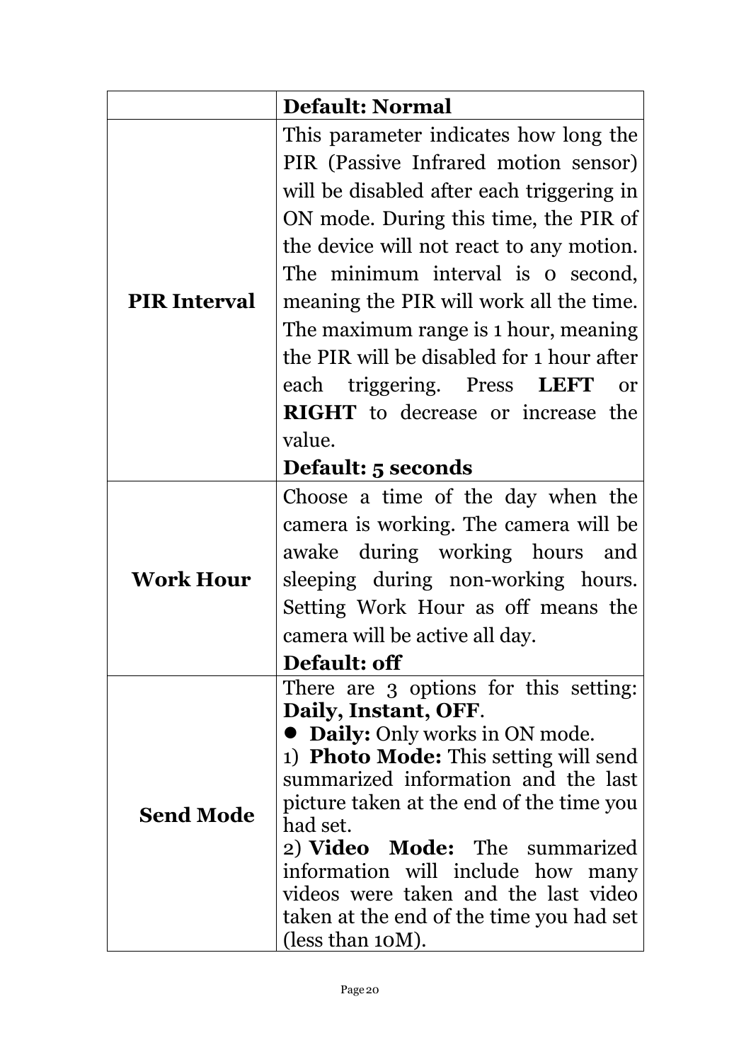| | |
|---|---|
| | **Default: Normal** |
| **PIR Interval** | This parameter indicates how long the PIR (Passive Infrared motion sensor) will be disabled after each triggering in ON mode. During this time, the PIR of the device will not react to any motion. The minimum interval is 0 second, meaning the PIR will work all the time. The maximum range is 1 hour, meaning the PIR will be disabled for 1 hour after each triggering. Press **LEFT** or **RIGHT** to decrease or increase the value.<br>**Default: 5 seconds** |
| **Work Hour** | Choose a time of the day when the camera is working. The camera will be awake during working hours and sleeping during non-working hours. Setting Work Hour as off means the camera will be active all day.<br>**Default: off** |
| **Send Mode** | There are 3 options for this setting: **Daily, Instant, OFF**.<br>● **Daily:** Only works in ON mode.<br>1) **Photo Mode:** This setting will send summarized information and the last picture taken at the end of the time you had set.<br>2) **Video Mode:** The summarized information will include how many videos were taken and the last video taken at the end of the time you had set (less than 10M). |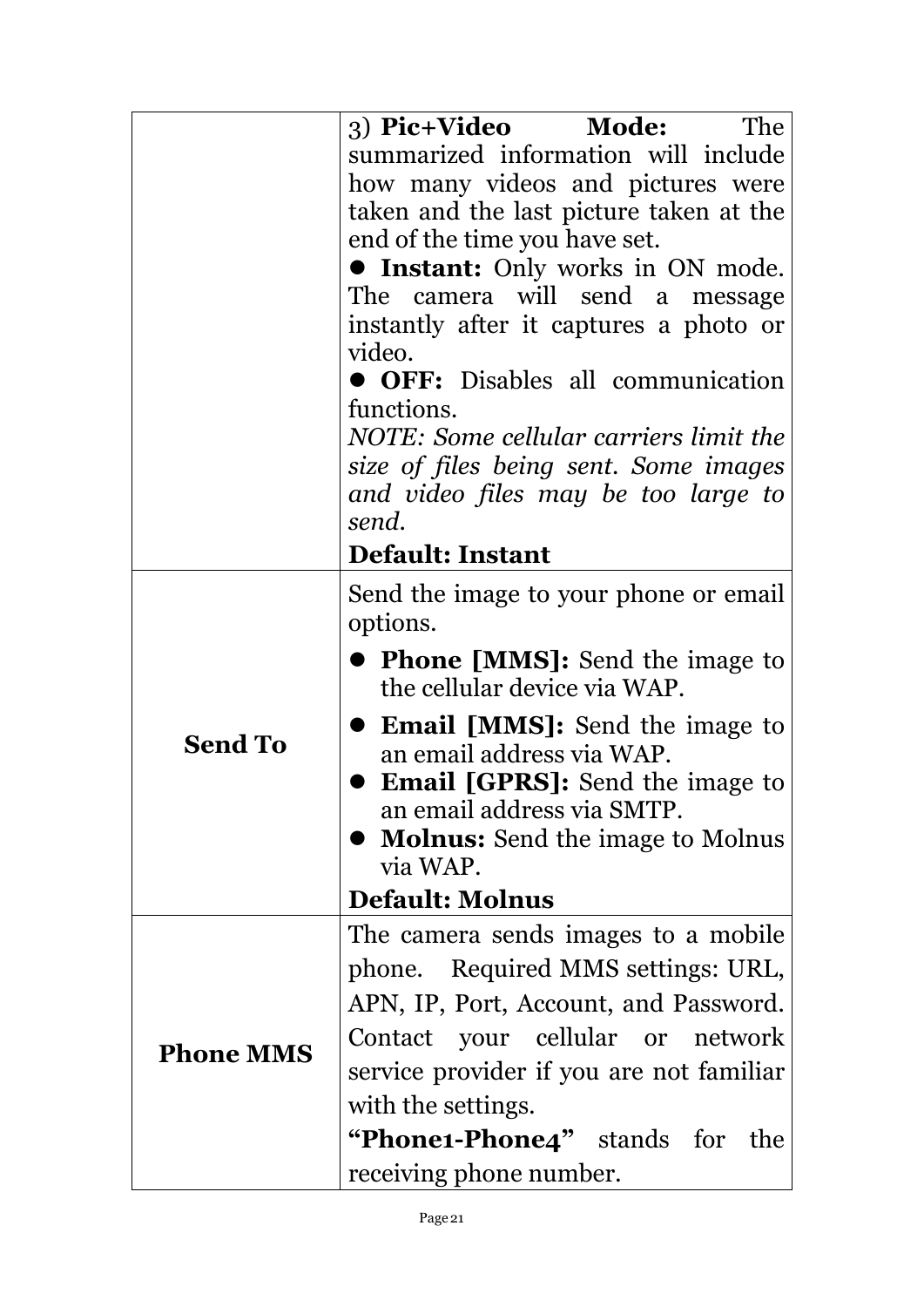| | |
|---|---|
| | 3) **Pic+Video Mode:** The summarized information will include how many videos and pictures were taken and the last picture taken at the end of the time you have set.<br>● **Instant:** Only works in ON mode. The camera will send a message instantly after it captures a photo or video.<br>● **OFF:** Disables all communication functions.<br>*NOTE: Some cellular carriers limit the size of files being sent. Some images and video files may be too large to send.*<br>**Default: Instant** |
| **Send To** | Send the image to your phone or email options.<br>● **Phone [MMS]:** Send the image to the cellular device via WAP.<br>● **Email [MMS]:** Send the image to an email address via WAP.<br>● **Email [GPRS]:** Send the image to an email address via SMTP.<br>● **Molnus:** Send the image to Molnus via WAP.<br>**Default: Molnus** |
| **Phone MMS** | The camera sends images to a mobile phone. Required MMS settings: URL, APN, IP, Port, Account, and Password. Contact your cellular or network service provider if you are not familiar with the settings.<br>**"Phone1-Phone4"** stands for the receiving phone number. |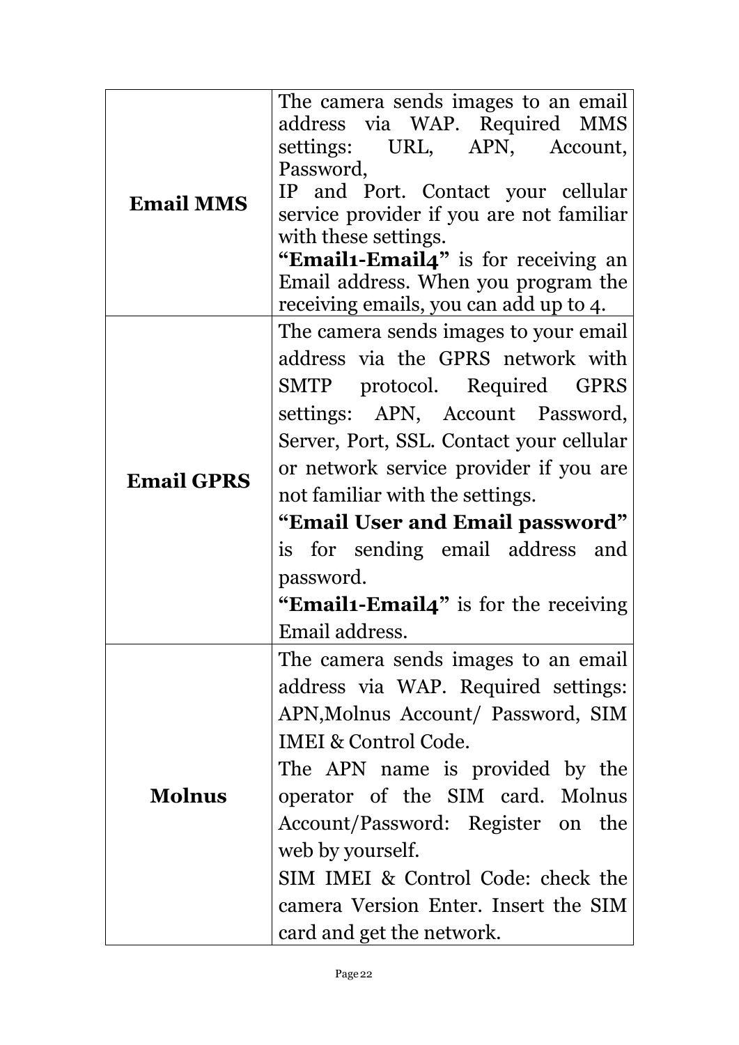| | |
|---|---|
| **Email MMS** | The camera sends images to an email address via WAP. Required MMS settings: URL, APN, Account, Password,<br>IP and Port. Contact your cellular service provider if you are not familiar with these settings.<br>**"Email1-Email4"** is for receiving an Email address. When you program the receiving emails, you can add up to 4. |
| **Email GPRS** | The camera sends images to your email address via the GPRS network with SMTP protocol. Required GPRS settings: APN, Account Password, Server, Port, SSL. Contact your cellular or network service provider if you are not familiar with the settings.<br>**"Email User and Email password"** is for sending email address and password.<br>**"Email1-Email4"** is for the receiving Email address. |
| **Molnus** | The camera sends images to an email address via WAP. Required settings: APN,Molnus Account/ Password, SIM IMEI & Control Code.<br>The APN name is provided by the operator of the SIM card. Molnus Account/Password: Register on the web by yourself.<br>SIM IMEI & Control Code: check the camera Version Enter. Insert the SIM card and get the network. |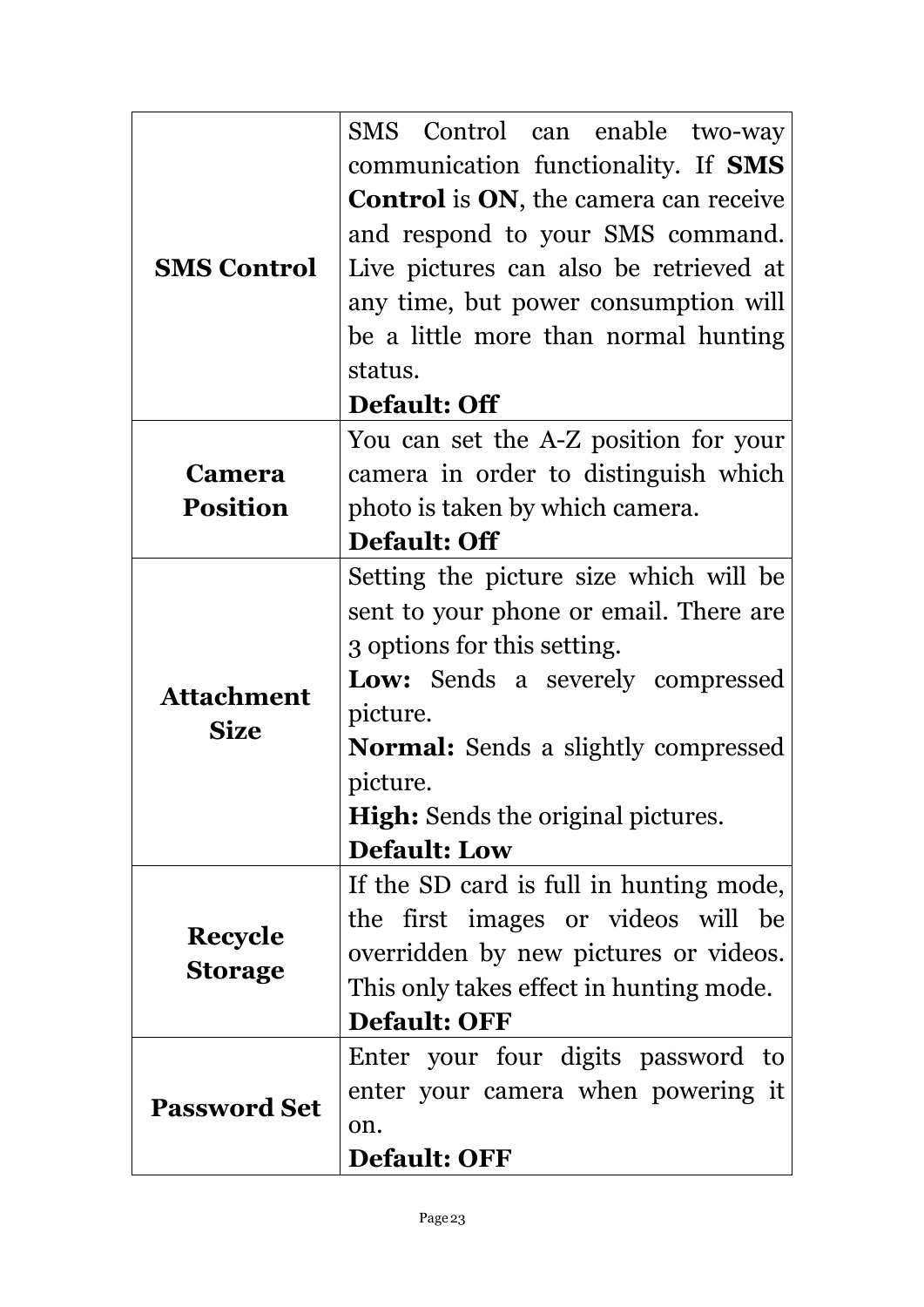| | |
|---|---|
| **SMS Control** | SMS Control can enable two-way communication functionality. If **SMS Control** is **ON**, the camera can receive and respond to your SMS command. Live pictures can also be retrieved at any time, but power consumption will be a little more than normal hunting status.<br>**Default: Off** |
| **Camera Position** | You can set the A-Z position for your camera in order to distinguish which photo is taken by which camera.<br>**Default: Off** |
| **Attachment Size** | Setting the picture size which will be sent to your phone or email. There are 3 options for this setting.<br>**Low:** Sends a severely compressed picture.<br>**Normal:** Sends a slightly compressed picture.<br>**High:** Sends the original pictures.<br>**Default: Low** |
| **Recycle Storage** | If the SD card is full in hunting mode, the first images or videos will be overridden by new pictures or videos. This only takes effect in hunting mode.<br>**Default: OFF** |
| **Password Set** | Enter your four digits password to enter your camera when powering it on.<br>**Default: OFF** |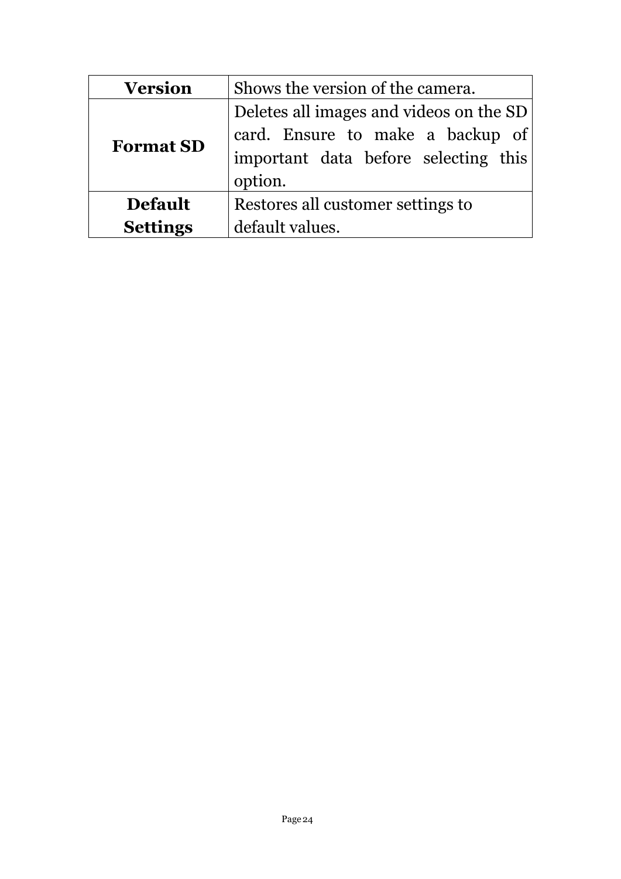| Version | Shows the version of the camera. |
|---|---|
| Format SD | Deletes all images and videos on the SD card. Ensure to make a backup of important data before selecting this option. |
| Default Settings | Restores all customer settings to default values. |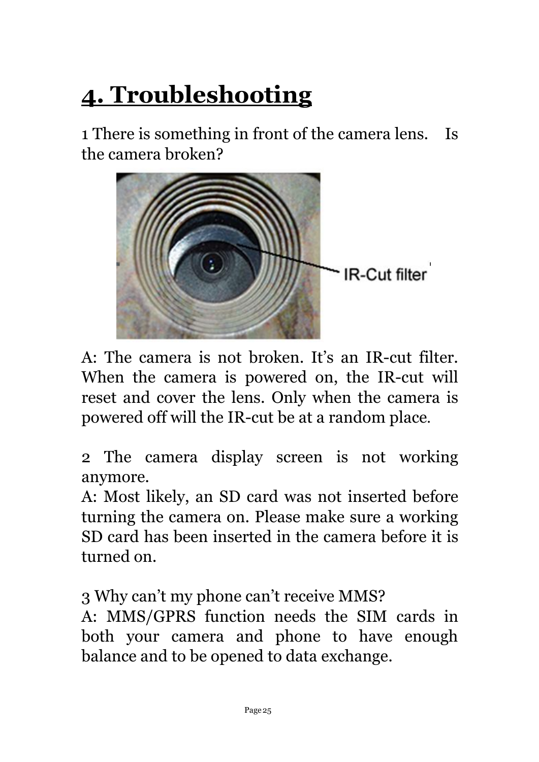# 4. Troubleshooting

1 There is something in front of the camera lens. Is the camera broken?

A: The camera is not broken. It's an IR-cut filter. When the camera is powered on, the IR-cut will reset and cover the lens. Only when the camera is powered off will the IR-cut be at a random place.

2 The camera display screen is not working anymore.

A: Most likely, an SD card was not inserted before turning the camera on. Please make sure a working SD card has been inserted in the camera before it is turned on.

3 Why can't my phone can't receive MMS?

A: MMS/GPRS function needs the SIM cards in both your camera and phone to have enough balance and to be opened to data exchange.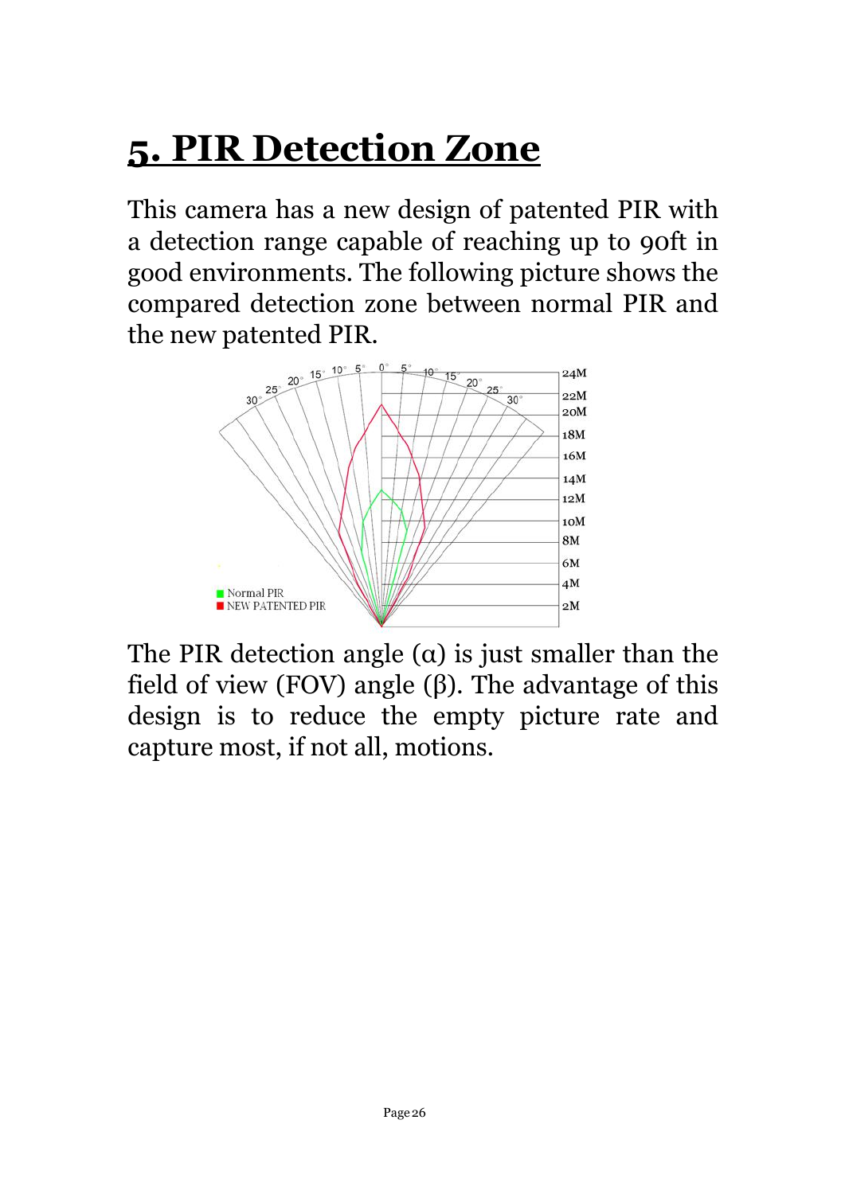# 5. PIR Detection Zone

This camera has a new design of patented PIR with a detection range capable of reaching up to 90ft in good environments. The following picture shows the compared detection zone between normal PIR and the new patented PIR.

The PIR detection angle (α) is just smaller than the field of view (FOV) angle (β). The advantage of this design is to reduce the empty picture rate and capture most, if not all, motions.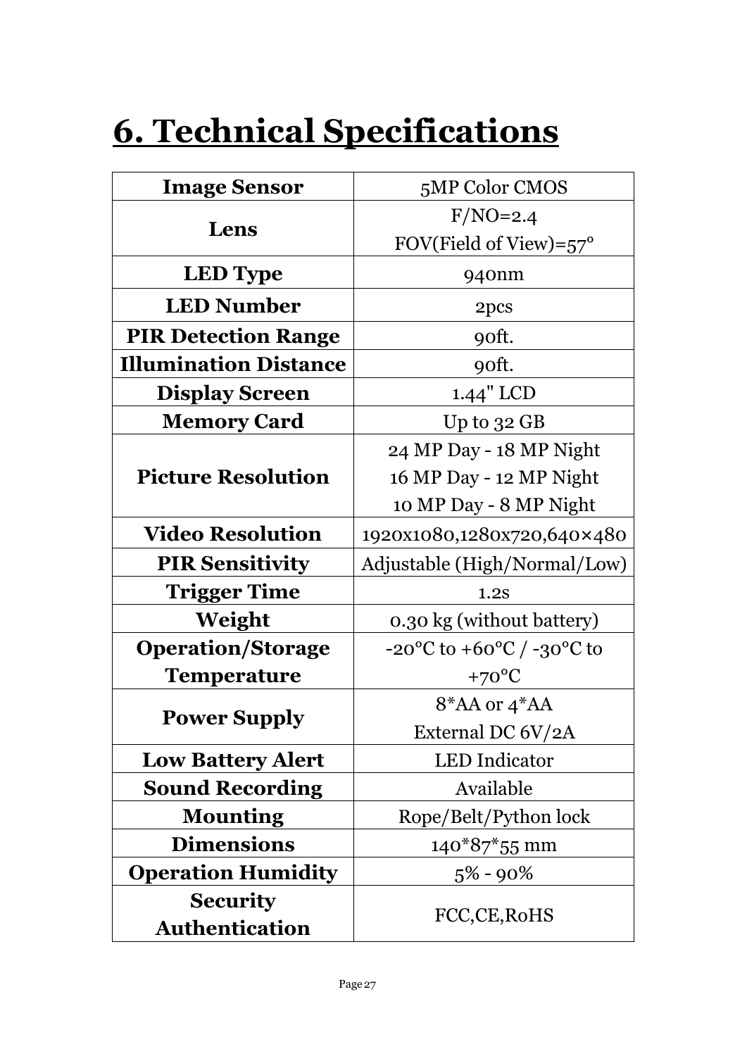# 6. Technical Specifications

| Image Sensor | 5MP Color CMOS |
|---|---|
| Lens | F/NO=2.4<br>FOV(Field of View)=57° |
| LED Type | 940nm |
| LED Number | 2pcs |
| PIR Detection Range | 90ft. |
| Illumination Distance | 90ft. |
| Display Screen | 1.44" LCD |
| Memory Card | Up to 32 GB |
| Picture Resolution | 24 MP Day - 18 MP Night<br>16 MP Day - 12 MP Night<br>10 MP Day - 8 MP Night |
| Video Resolution | 1920x1080,1280x720,640×480 |
| PIR Sensitivity | Adjustable (High/Normal/Low) |
| Trigger Time | 1.2s |
| Weight | 0.30 kg (without battery) |
| Operation/Storage Temperature | -20°C to +60°C / -30°C to +70°C |
| Power Supply | 8*AA or 4*AA<br>External DC 6V/2A |
| Low Battery Alert | LED Indicator |
| Sound Recording | Available |
| Mounting | Rope/Belt/Python lock |
| Dimensions | 140*87*55 mm |
| Operation Humidity | 5% - 90% |
| Security Authentication | FCC,CE,RoHS |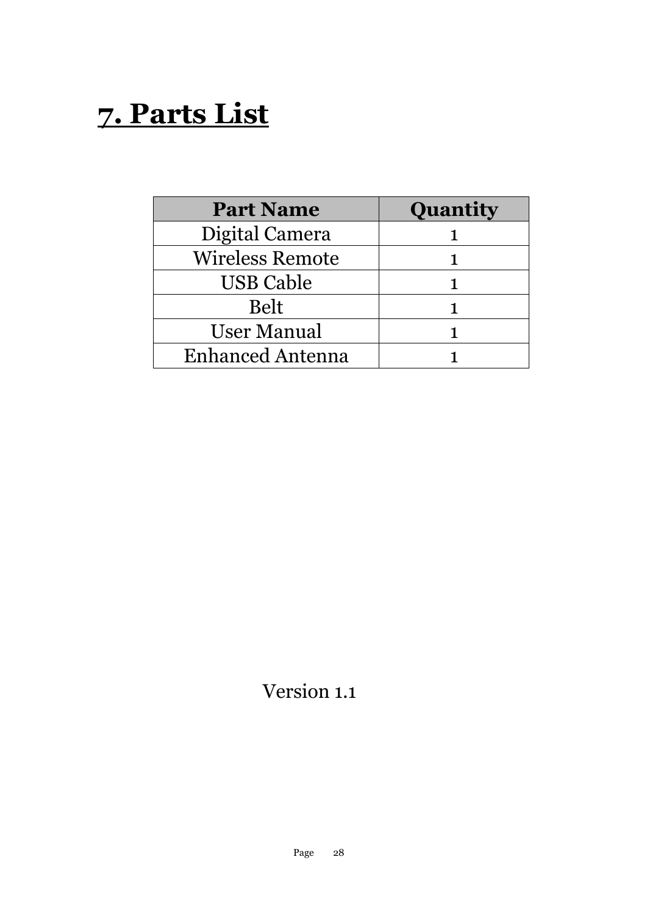# 7. Parts List

| Part Name | Quantity |
|---|---|
| Digital Camera | 1 |
| Wireless Remote | 1 |
| USB Cable | 1 |
| Belt | 1 |
| User Manual | 1 |
| Enhanced Antenna | 1 |

Version 1.1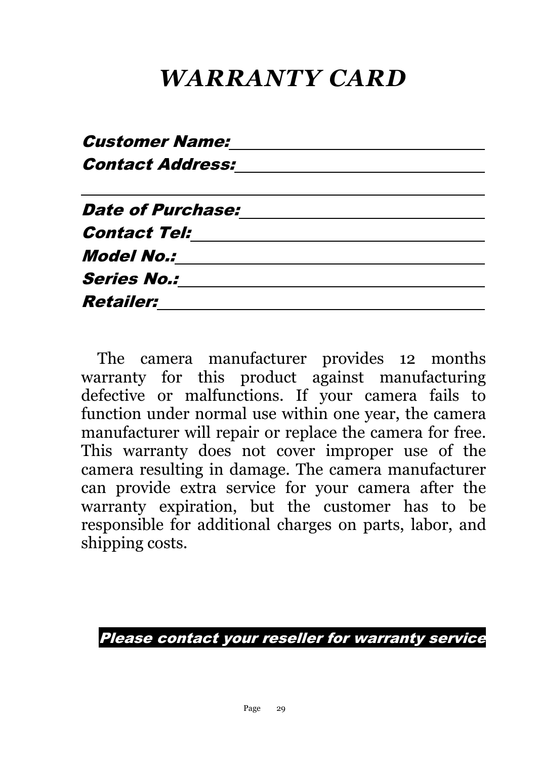# *WARRANTY CARD*

***Customer Name:*** \_\_\_\_\_\_\_\_\_\_\_\_\_\_\_\_\_\_\_\_\_\_\_\_\_\_\_\_

***Contact Address:*** \_\_\_\_\_\_\_\_\_\_\_\_\_\_\_\_\_\_\_\_\_\_\_\_\_\_\_

\_\_\_\_\_\_\_\_\_\_\_\_\_\_\_\_\_\_\_\_\_\_\_\_\_\_\_\_\_\_\_\_\_\_\_\_\_\_\_\_\_\_\_\_\_\_\_\_

***Date of Purchase:*** \_\_\_\_\_\_\_\_\_\_\_\_\_\_\_\_\_\_\_\_\_\_\_\_\_\_\_

***Contact Tel:*** \_\_\_\_\_\_\_\_\_\_\_\_\_\_\_\_\_\_\_\_\_\_\_\_\_\_\_\_\_\_\_\_\_

***Model No.:*** \_\_\_\_\_\_\_\_\_\_\_\_\_\_\_\_\_\_\_\_\_\_\_\_\_\_\_\_\_\_\_\_\_\_

***Series No.:*** \_\_\_\_\_\_\_\_\_\_\_\_\_\_\_\_\_\_\_\_\_\_\_\_\_\_\_\_\_\_\_\_\_\_

***Retailer:*** \_\_\_\_\_\_\_\_\_\_\_\_\_\_\_\_\_\_\_\_\_\_\_\_\_\_\_\_\_\_\_\_\_\_\_\_\_

The camera manufacturer provides 12 months warranty for this product against manufacturing defective or malfunctions. If your camera fails to function under normal use within one year, the camera manufacturer will repair or replace the camera for free. This warranty does not cover improper use of the camera resulting in damage. The camera manufacturer can provide extra service for your camera after the warranty expiration, but the customer has to be responsible for additional charges on parts, labor, and shipping costs.

***Please contact your reseller for warranty service***